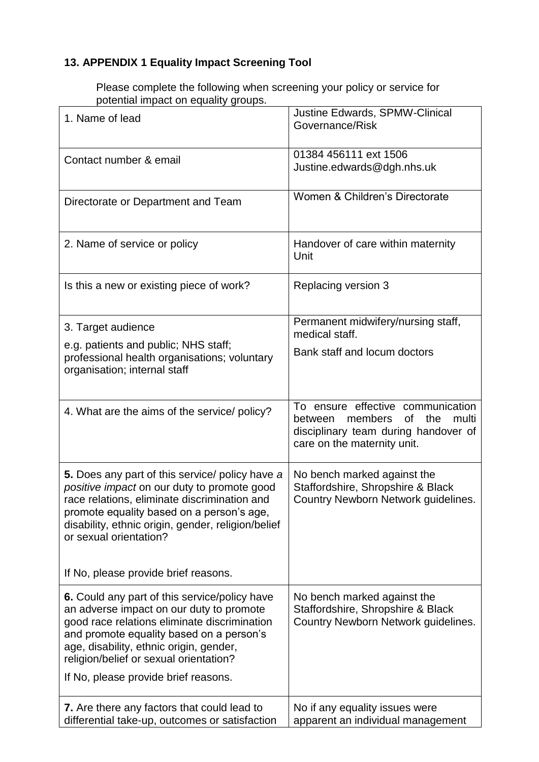## 13. APPENDIX 1 Equality Impact Screening Tool

Please complete the following when screening your policy or service for potential impact on equality groups.

| | |
|---|---|
| 1. Name of lead | Justine Edwards, SPMW-Clinical Governance/Risk |
| Contact number & email | 01384 456111 ext 1506<br>Justine.edwards@dgh.nhs.uk |
| Directorate or Department and Team | Women & Children's Directorate |
| 2. Name of service or policy | Handover of care within maternity Unit |
| Is this a new or existing piece of work? | Replacing version 3 |
| 3. Target audience<br>e.g. patients and public; NHS staff; professional health organisations; voluntary organisation; internal staff | Permanent midwifery/nursing staff, medical staff.<br>Bank staff and locum doctors |
| 4. What are the aims of the service/ policy? | To ensure effective communication between members of the multi disciplinary team during handover of care on the maternity unit. |
| **5.** Does any part of this service/ policy have *a positive impact* on our duty to promote good race relations, eliminate discrimination and promote equality based on a person's age, disability, ethnic origin, gender, religion/belief or sexual orientation?<br><br>If No, please provide brief reasons. | No bench marked against the Staffordshire, Shropshire & Black Country Newborn Network guidelines. |
| **6.** Could any part of this service/policy have an adverse impact on our duty to promote good race relations eliminate discrimination and promote equality based on a person's age, disability, ethnic origin, gender, religion/belief or sexual orientation?<br>If No, please provide brief reasons. | No bench marked against the Staffordshire, Shropshire & Black Country Newborn Network guidelines. |
| **7.** Are there any factors that could lead to differential take-up, outcomes or satisfaction | No if any equality issues were apparent an individual management |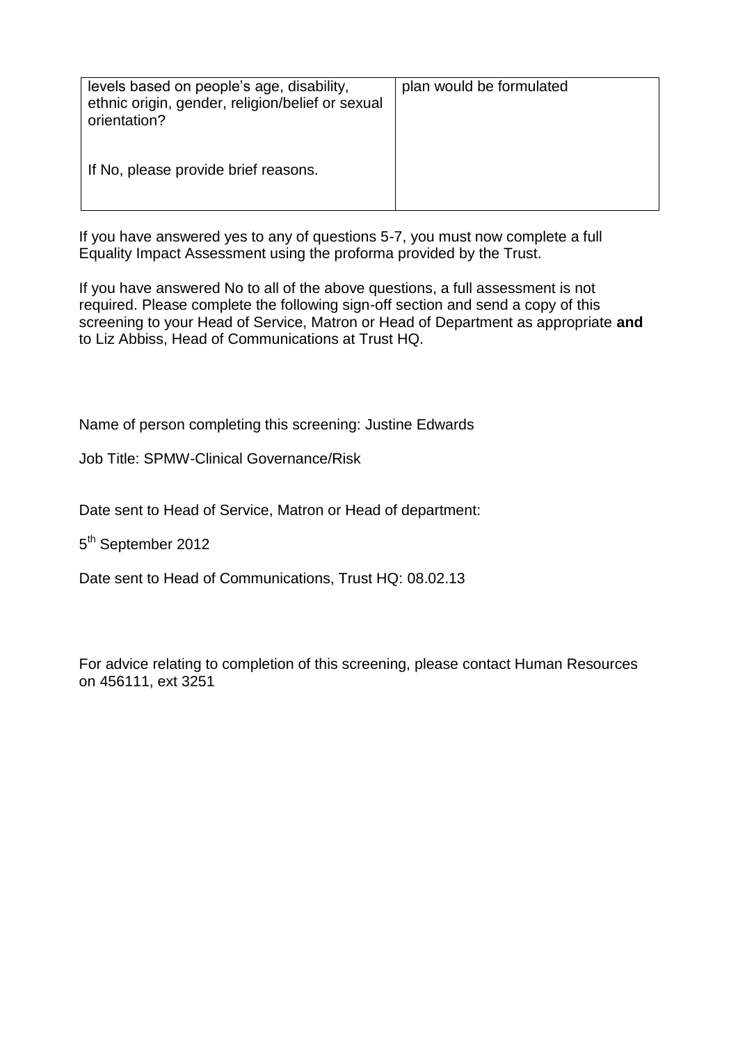| | |
|---|---|
| levels based on people's age, disability, ethnic origin, gender, religion/belief or sexual orientation?<br><br>If No, please provide brief reasons. | plan would be formulated |

If you have answered yes to any of questions 5-7, you must now complete a full Equality Impact Assessment using the proforma provided by the Trust.

If you have answered No to all of the above questions, a full assessment is not required. Please complete the following sign-off section and send a copy of this screening to your Head of Service, Matron or Head of Department as appropriate **and** to Liz Abbiss, Head of Communications at Trust HQ.

Name of person completing this screening: Justine Edwards

Job Title: SPMW-Clinical Governance/Risk

Date sent to Head of Service, Matron or Head of department:

5th September 2012

Date sent to Head of Communications, Trust HQ: 08.02.13

For advice relating to completion of this screening, please contact Human Resources on 456111, ext 3251